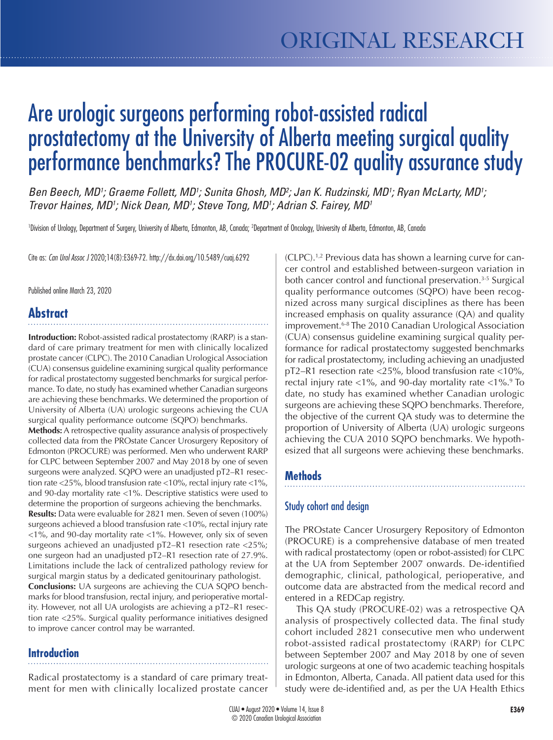ORIGINAL RESEARCH

# Are urologic surgeons performing robot-assisted radical prostatectomy at the University of Alberta meeting surgical quality performance benchmarks? The PROCURE-02 quality assurance study

*Ben Beech, MD[1]; Graeme Follett, MD[1]; Sunita Ghosh, MD[2]; Jan K. Rudzinski, MD[1]; Ryan McLarty, MD[1]; Trevor Haines, MD[1]; Nick Dean, MD[1]; Steve Tong, MD[1]; Adrian S. Fairey, MD[1]*

[1]Division of Urology, Department of Surgery, University of Alberta, Edmonton, AB, Canada; [2]Department of Oncology, University of Alberta, Edmonton, AB, Canada

Cite as: *Can Urol Assoc J* 2020;14(8):E369-72. http://dx.doi.org/10.5489/cuaj.6292

Published online March 23, 2020

## Abstract

**Introduction:** Robot-assisted radical prostatectomy (RARP) is a standard of care primary treatment for men with clinically localized prostate cancer (CLPC). The 2010 Canadian Urological Association (CUA) consensus guideline examining surgical quality performance for radical prostatectomy suggested benchmarks for surgical performance. To date, no study has examined whether Canadian surgeons are achieving these benchmarks. We determined the proportion of University of Alberta (UA) urologic surgeons achieving the CUA surgical quality performance outcome (SQPO) benchmarks.

**Methods:** A retrospective quality assurance analysis of prospectively collected data from the PROstate Cancer Urosurgery Repository of Edmonton (PROCURE) was performed. Men who underwent RARP for CLPC between September 2007 and May 2018 by one of seven surgeons were analyzed. SQPO were an unadjusted pT2–R1 resection rate <25%, blood transfusion rate <10%, rectal injury rate <1%, and 90-day mortality rate <1%. Descriptive statistics were used to determine the proportion of surgeons achieving the benchmarks.

**Results:** Data were evaluable for 2821 men. Seven of seven (100%) surgeons achieved a blood transfusion rate <10%, rectal injury rate <1%, and 90-day mortality rate <1%. However, only six of seven surgeons achieved an unadjusted pT2–R1 resection rate <25%; one surgeon had an unadjusted pT2–R1 resection rate of 27.9%. Limitations include the lack of centralized pathology review for surgical margin status by a dedicated genitourinary pathologist.

**Conclusions:** UA surgeons are achieving the CUA SQPO benchmarks for blood transfusion, rectal injury, and perioperative mortality. However, not all UA urologists are achieving a pT2–R1 resection rate <25%. Surgical quality performance initiatives designed to improve cancer control may be warranted.

## Introduction

Radical prostatectomy is a standard of care primary treatment for men with clinically localized prostate cancer (CLPC).[1,2] Previous data has shown a learning curve for cancer control and established between-surgeon variation in both cancer control and functional preservation.[3-5] Surgical quality performance outcomes (SQPO) have been recognized across many surgical disciplines as there has been increased emphasis on quality assurance (QA) and quality improvement.[6-8] The 2010 Canadian Urological Association (CUA) consensus guideline examining surgical quality performance for radical prostatectomy suggested benchmarks for radical prostatectomy, including achieving an unadjusted pT2–R1 resection rate <25%, blood transfusion rate <10%, rectal injury rate <1%, and 90-day mortality rate <1%.[9] To date, no study has examined whether Canadian urologic surgeons are achieving these SQPO benchmarks. Therefore, the objective of the current QA study was to determine the proportion of University of Alberta (UA) urologic surgeons achieving the CUA 2010 SQPO benchmarks. We hypothesized that all surgeons were achieving these benchmarks.

## Methods

### Study cohort and design

The PROstate Cancer Urosurgery Repository of Edmonton (PROCURE) is a comprehensive database of men treated with radical prostatectomy (open or robot-assisted) for CLPC at the UA from September 2007 onwards. De-identified demographic, clinical, pathological, perioperative, and outcome data are abstracted from the medical record and entered in a REDCap registry.

This QA study (PROCURE-02) was a retrospective QA analysis of prospectively collected data. The final study cohort included 2821 consecutive men who underwent robot-assisted radical prostatectomy (RARP) for CLPC between September 2007 and May 2018 by one of seven urologic surgeons at one of two academic teaching hospitals in Edmonton, Alberta, Canada. All patient data used for this study were de-identified and, as per the UA Health Ethics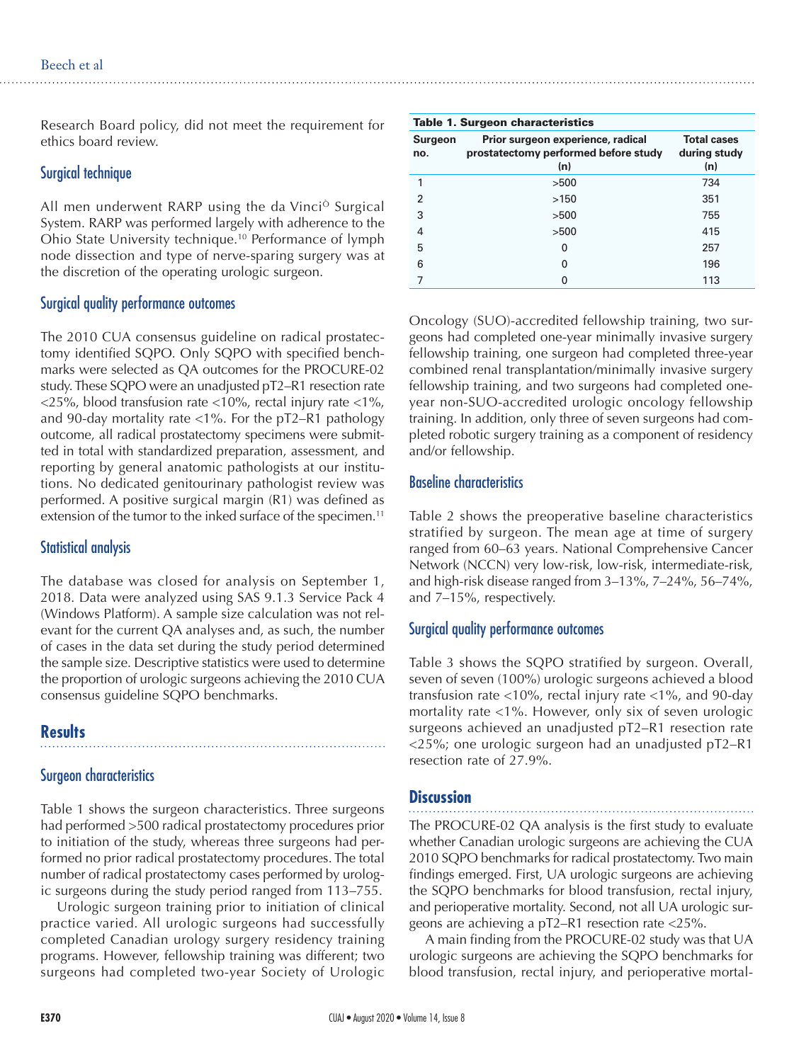Research Board policy, did not meet the requirement for ethics board review.

### Surgical technique

All men underwent RARP using the da Vinci© Surgical System. RARP was performed largely with adherence to the Ohio State University technique.[10] Performance of lymph node dissection and type of nerve-sparing surgery was at the discretion of the operating urologic surgeon.

### Surgical quality performance outcomes

The 2010 CUA consensus guideline on radical prostatectomy identified SQPO. Only SQPO with specified benchmarks were selected as QA outcomes for the PROCURE-02 study. These SQPO were an unadjusted pT2–R1 resection rate <25%, blood transfusion rate <10%, rectal injury rate <1%, and 90-day mortality rate <1%. For the pT2–R1 pathology outcome, all radical prostatectomy specimens were submitted in total with standardized preparation, assessment, and reporting by general anatomic pathologists at our institutions. No dedicated genitourinary pathologist review was performed. A positive surgical margin (R1) was defined as extension of the tumor to the inked surface of the specimen.[11]

### Statistical analysis

The database was closed for analysis on September 1, 2018. Data were analyzed using SAS 9.1.3 Service Pack 4 (Windows Platform). A sample size calculation was not relevant for the current QA analyses and, as such, the number of cases in the data set during the study period determined the sample size. Descriptive statistics were used to determine the proportion of urologic surgeons achieving the 2010 CUA consensus guideline SQPO benchmarks.

## Results

### Surgeon characteristics

Table 1 shows the surgeon characteristics. Three surgeons had performed >500 radical prostatectomy procedures prior to initiation of the study, whereas three surgeons had performed no prior radical prostatectomy procedures. The total number of radical prostatectomy cases performed by urologic surgeons during the study period ranged from 113–755.

Urologic surgeon training prior to initiation of clinical practice varied. All urologic surgeons had successfully completed Canadian urology surgery residency training programs. However, fellowship training was different; two surgeons had completed two-year Society of Urologic Oncology (SUO)-accredited fellowship training, two surgeons had completed one-year minimally invasive surgery fellowship training, one surgeon had completed three-year combined renal transplantation/minimally invasive surgery fellowship training, and two surgeons had completed one-year non-SUO-accredited urologic oncology fellowship training. In addition, only three of seven surgeons had completed robotic surgery training as a component of residency and/or fellowship.

**Table 1. Surgeon characteristics**

| Surgeon no. | Prior surgeon experience, radical prostatectomy performed before study (n) | Total cases during study (n) |
|---|---|---|
| 1 | >500 | 734 |
| 2 | >150 | 351 |
| 3 | >500 | 755 |
| 4 | >500 | 415 |
| 5 | 0 | 257 |
| 6 | 0 | 196 |
| 7 | 0 | 113 |

### Baseline characteristics

Table 2 shows the preoperative baseline characteristics stratified by surgeon. The mean age at time of surgery ranged from 60–63 years. National Comprehensive Cancer Network (NCCN) very low-risk, low-risk, intermediate-risk, and high-risk disease ranged from 3–13%, 7–24%, 56–74%, and 7–15%, respectively.

### Surgical quality performance outcomes

Table 3 shows the SQPO stratified by surgeon. Overall, seven of seven (100%) urologic surgeons achieved a blood transfusion rate <10%, rectal injury rate <1%, and 90-day mortality rate <1%. However, only six of seven urologic surgeons achieved an unadjusted pT2–R1 resection rate <25%; one urologic surgeon had an unadjusted pT2–R1 resection rate of 27.9%.

## Discussion

The PROCURE-02 QA analysis is the first study to evaluate whether Canadian urologic surgeons are achieving the CUA 2010 SQPO benchmarks for radical prostatectomy. Two main findings emerged. First, UA urologic surgeons are achieving the SQPO benchmarks for blood transfusion, rectal injury, and perioperative mortality. Second, not all UA urologic surgeons are achieving a pT2–R1 resection rate <25%.

A main finding from the PROCURE-02 study was that UA urologic surgeons are achieving the SQPO benchmarks for blood transfusion, rectal injury, and perioperative mortal-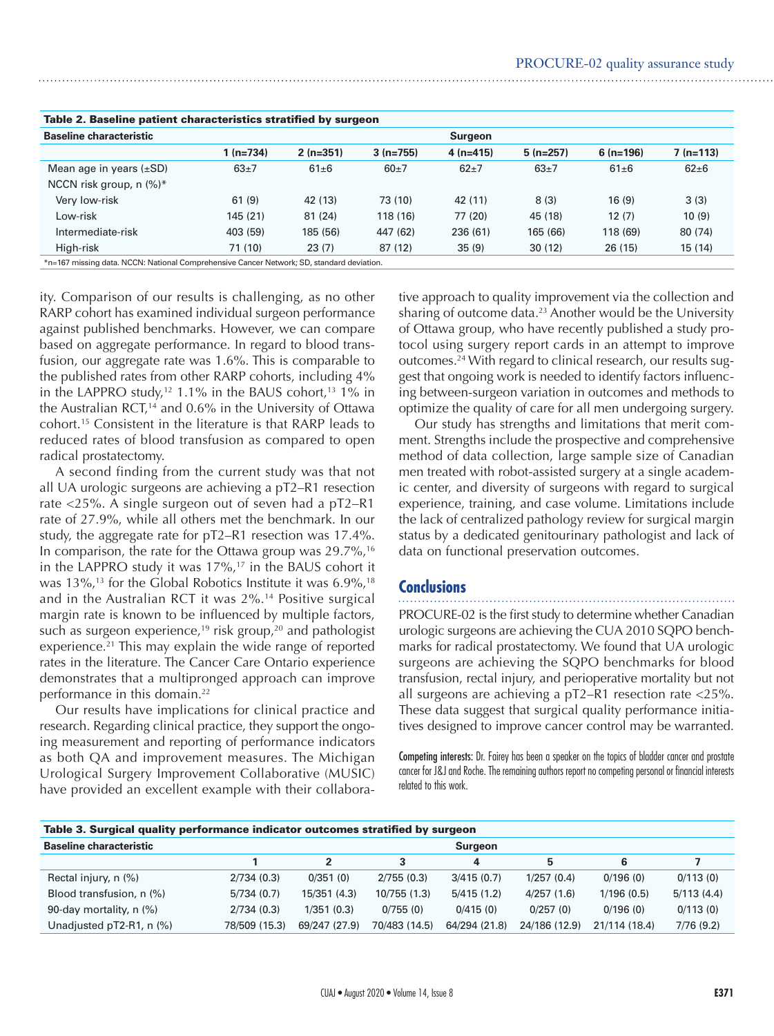**Table 2. Baseline patient characteristics stratified by surgeon**

| Baseline characteristic | Surgeon | | | | | | |
|---|---|---|---|---|---|---|---|
| | 1 (n=734) | 2 (n=351) | 3 (n=755) | 4 (n=415) | 5 (n=257) | 6 (n=196) | 7 (n=113) |
| Mean age in years (±SD) | 63±7 | 61±6 | 60±7 | 62±7 | 63±7 | 61±6 | 62±6 |
| NCCN risk group, n (%)* | | | | | | | |
| Very low-risk | 61 (9) | 42 (13) | 73 (10) | 42 (11) | 8 (3) | 16 (9) | 3 (3) |
| Low-risk | 145 (21) | 81 (24) | 118 (16) | 77 (20) | 45 (18) | 12 (7) | 10 (9) |
| Intermediate-risk | 403 (59) | 185 (56) | 447 (62) | 236 (61) | 165 (66) | 118 (69) | 80 (74) |
| High-risk | 71 (10) | 23 (7) | 87 (12) | 35 (9) | 30 (12) | 26 (15) | 15 (14) |

*n=167 missing data. NCCN: National Comprehensive Cancer Network; SD, standard deviation.

ity. Comparison of our results is challenging, as no other RARP cohort has examined individual surgeon performance against published benchmarks. However, we can compare based on aggregate performance. In regard to blood transfusion, our aggregate rate was 1.6%. This is comparable to the published rates from other RARP cohorts, including 4% in the LAPPRO study,[12] 1.1% in the BAUS cohort,[13] 1% in the Australian RCT,[14] and 0.6% in the University of Ottawa cohort.[15] Consistent in the literature is that RARP leads to reduced rates of blood transfusion as compared to open radical prostatectomy.

A second finding from the current study was that not all UA urologic surgeons are achieving a pT2–R1 resection rate <25%. A single surgeon out of seven had a pT2–R1 rate of 27.9%, while all others met the benchmark. In our study, the aggregate rate for pT2–R1 resection was 17.4%. In comparison, the rate for the Ottawa group was 29.7%,[16] in the LAPPRO study it was 17%,[17] in the BAUS cohort it was 13%,[13] for the Global Robotics Institute it was 6.9%,[18] and in the Australian RCT it was 2%.[14] Positive surgical margin rate is known to be influenced by multiple factors, such as surgeon experience,[19] risk group,[20] and pathologist experience.[21] This may explain the wide range of reported rates in the literature. The Cancer Care Ontario experience demonstrates that a multipronged approach can improve performance in this domain.[22]

Our results have implications for clinical practice and research. Regarding clinical practice, they support the ongoing measurement and reporting of performance indicators as both QA and improvement measures. The Michigan Urological Surgery Improvement Collaborative (MUSIC) have provided an excellent example with their collaborative approach to quality improvement via the collection and sharing of outcome data.[23] Another would be the University of Ottawa group, who have recently published a study protocol using surgery report cards in an attempt to improve outcomes.[24] With regard to clinical research, our results suggest that ongoing work is needed to identify factors influencing between-surgeon variation in outcomes and methods to optimize the quality of care for all men undergoing surgery.

Our study has strengths and limitations that merit comment. Strengths include the prospective and comprehensive method of data collection, large sample size of Canadian men treated with robot-assisted surgery at a single academic center, and diversity of surgeons with regard to surgical experience, training, and case volume. Limitations include the lack of centralized pathology review for surgical margin status by a dedicated genitourinary pathologist and lack of data on functional preservation outcomes.

## Conclusions

PROCURE-02 is the first study to determine whether Canadian urologic surgeons are achieving the CUA 2010 SQPO benchmarks for radical prostatectomy. We found that UA urologic surgeons are achieving the SQPO benchmarks for blood transfusion, rectal injury, and perioperative mortality but not all surgeons are achieving a pT2–R1 resection rate <25%. These data suggest that surgical quality performance initiatives designed to improve cancer control may be warranted.

Competing interests: Dr. Fairey has been a speaker on the topics of bladder cancer and prostate cancer for J&J and Roche. The remaining authors report no competing personal or financial interests related to this work.

**Table 3. Surgical quality performance indicator outcomes stratified by surgeon**

| Baseline characteristic | Surgeon | | | | | | |
|---|---|---|---|---|---|---|---|
| | 1 | 2 | 3 | 4 | 5 | 6 | 7 |
| Rectal injury, n (%) | 2/734 (0.3) | 0/351 (0) | 2/755 (0.3) | 3/415 (0.7) | 1/257 (0.4) | 0/196 (0) | 0/113 (0) |
| Blood transfusion, n (%) | 5/734 (0.7) | 15/351 (4.3) | 10/755 (1.3) | 5/415 (1.2) | 4/257 (1.6) | 1/196 (0.5) | 5/113 (4.4) |
| 90-day mortality, n (%) | 2/734 (0.3) | 1/351 (0.3) | 0/755 (0) | 0/415 (0) | 0/257 (0) | 0/196 (0) | 0/113 (0) |
| Unadjusted pT2-R1, n (%) | 78/509 (15.3) | 69/247 (27.9) | 70/483 (14.5) | 64/294 (21.8) | 24/186 (12.9) | 21/114 (18.4) | 7/76 (9.2) |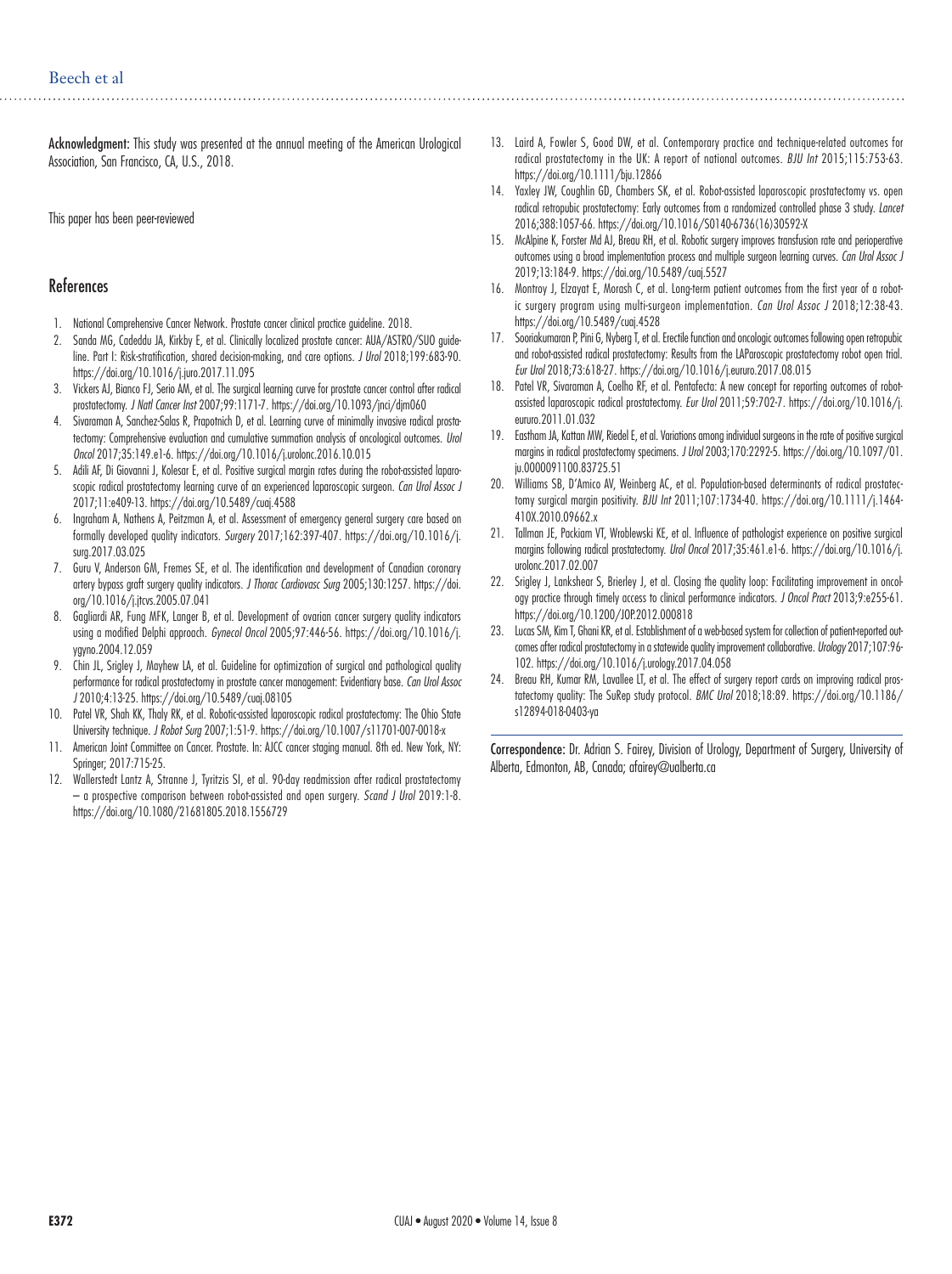**Acknowledgment:** This study was presented at the annual meeting of the American Urological Association, San Francisco, CA, U.S., 2018.

This paper has been peer-reviewed

## References

1. National Comprehensive Cancer Network. Prostate cancer clinical practice guideline. 2018.
2. Sanda MG, Cadeddu JA, Kirkby E, et al. Clinically localized prostate cancer: AUA/ASTRO/SUO guideline. Part I: Risk-stratification, shared decision-making, and care options. *J Urol* 2018;199:683-90. https://doi.org/10.1016/j.juro.2017.11.095
3. Vickers AJ, Bianco FJ, Serio AM, et al. The surgical learning curve for prostate cancer control after radical prostatectomy. *J Natl Cancer Inst* 2007;99:1171-7. https://doi.org/10.1093/jnci/djm060
4. Sivaraman A, Sanchez-Salas R, Prapotnich D, et al. Learning curve of minimally invasive radical prostatectomy: Comprehensive evaluation and cumulative summation analysis of oncological outcomes. *Urol Oncol* 2017;35:149.e1-6. https://doi.org/10.1016/j.urolonc.2016.10.015
5. Adili AF, Di Giovanni J, Kolesar E, et al. Positive surgical margin rates during the robot-assisted laparoscopic radical prostatectomy learning curve of an experienced laparoscopic surgeon. *Can Urol Assoc J* 2017;11:e409-13. https://doi.org/10.5489/cuaj.4588
6. Ingraham A, Nathens A, Peitzman A, et al. Assessment of emergency general surgery care based on formally developed quality indicators. *Surgery* 2017;162:397-407. https://doi.org/10.1016/j.surg.2017.03.025
7. Guru V, Anderson GM, Fremes SE, et al. The identification and development of Canadian coronary artery bypass graft surgery quality indicators. *J Thorac Cardiovasc Surg* 2005;130:1257. https://doi.org/10.1016/j.jtcvs.2005.07.041
8. Gagliardi AR, Fung MFK, Langer B, et al. Development of ovarian cancer surgery quality indicators using a modified Delphi approach. *Gynecol Oncol* 2005;97:446-56. https://doi.org/10.1016/j.ygyno.2004.12.059
9. Chin JL, Srigley J, Mayhew LA, et al. Guideline for optimization of surgical and pathological quality performance for radical prostatectomy in prostate cancer management: Evidentiary base. *Can Urol Assoc J* 2010;4:13-25. https://doi.org/10.5489/cuaj.08105
10. Patel VR, Shah KK, Thaly RK, et al. Robotic-assisted laparoscopic radical prostatectomy: The Ohio State University technique. *J Robot Surg* 2007;1:51-9. https://doi.org/10.1007/s11701-007-0018-x
11. American Joint Committee on Cancer. Prostate. In: AJCC cancer staging manual. 8th ed. New York, NY: Springer; 2017:715-25.
12. Wallerstedt Lantz A, Stranne J, Tyritzis SI, et al. 90-day readmission after radical prostatectomy – a prospective comparison between robot-assisted and open surgery. *Scand J Urol* 2019:1-8. https://doi.org/10.1080/21681805.2018.1556729
13. Laird A, Fowler S, Good DW, et al. Contemporary practice and technique-related outcomes for radical prostatectomy in the UK: A report of national outcomes. *BJU Int* 2015;115:753-63. https://doi.org/10.1111/bju.12866
14. Yaxley JW, Coughlin GD, Chambers SK, et al. Robot-assisted laparoscopic prostatectomy vs. open radical retropubic prostatectomy: Early outcomes from a randomized controlled phase 3 study. *Lancet* 2016;388:1057-66. https://doi.org/10.1016/S0140-6736(16)30592-X
15. McAlpine K, Forster Md AJ, Breau RH, et al. Robotic surgery improves transfusion rate and perioperative outcomes using a broad implementation process and multiple surgeon learning curves. *Can Urol Assoc J* 2019;13:184-9. https://doi.org/10.5489/cuaj.5527
16. Montroy J, Elzayat E, Morash C, et al. Long-term patient outcomes from the first year of a robotic surgery program using multi-surgeon implementation. *Can Urol Assoc J* 2018;12:38-43. https://doi.org/10.5489/cuaj.4528
17. Sooriakumaran P, Pini G, Nyberg T, et al. Erectile function and oncologic outcomes following open retropubic and robot-assisted radical prostatectomy: Results from the LAParoscopic prostatectomy robot open trial. *Eur Urol* 2018;73:618-27. https://doi.org/10.1016/j.eururo.2017.08.015
18. Patel VR, Sivaraman A, Coelho RF, et al. Pentafecta: A new concept for reporting outcomes of robot-assisted laparoscopic radical prostatectomy. *Eur Urol* 2011;59:702-7. https://doi.org/10.1016/j.eururo.2011.01.032
19. Eastham JA, Kattan MW, Riedel E, et al. Variations among individual surgeons in the rate of positive surgical margins in radical prostatectomy specimens. *J Urol* 2003;170:2292-5. https://doi.org/10.1097/01.ju.0000091100.83725.51
20. Williams SB, D'Amico AV, Weinberg AC, et al. Population-based determinants of radical prostatectomy surgical margin positivity. *BJU Int* 2011;107:1734-40. https://doi.org/10.1111/j.1464-410X.2010.09662.x
21. Tallman JE, Packiam VT, Wroblewski KE, et al. Influence of pathologist experience on positive surgical margins following radical prostatectomy. *Urol Oncol* 2017;35:461.e1-6. https://doi.org/10.1016/j.urolonc.2017.02.007
22. Srigley J, Lankshear S, Brierley J, et al. Closing the quality loop: Facilitating improvement in oncology practice through timely access to clinical performance indicators. *J Oncol Pract* 2013;9:e255-61. https://doi.org/10.1200/JOP.2012.000818
23. Lucas SM, Kim T, Ghani KR, et al. Establishment of a web-based system for collection of patient-reported outcomes after radical prostatectomy in a statewide quality improvement collaborative. *Urology* 2017;107:96-102. https://doi.org/10.1016/j.urology.2017.04.058
24. Breau RH, Kumar RM, Lavallee LT, et al. The effect of surgery report cards on improving radical prostatectomy quality: The SuRep study protocol. *BMC Urol* 2018;18:89. https://doi.org/10.1186/s12894-018-0403-ya

**Correspondence:** Dr. Adrian S. Fairey, Division of Urology, Department of Surgery, University of Alberta, Edmonton, AB, Canada; afairey@ualberta.ca